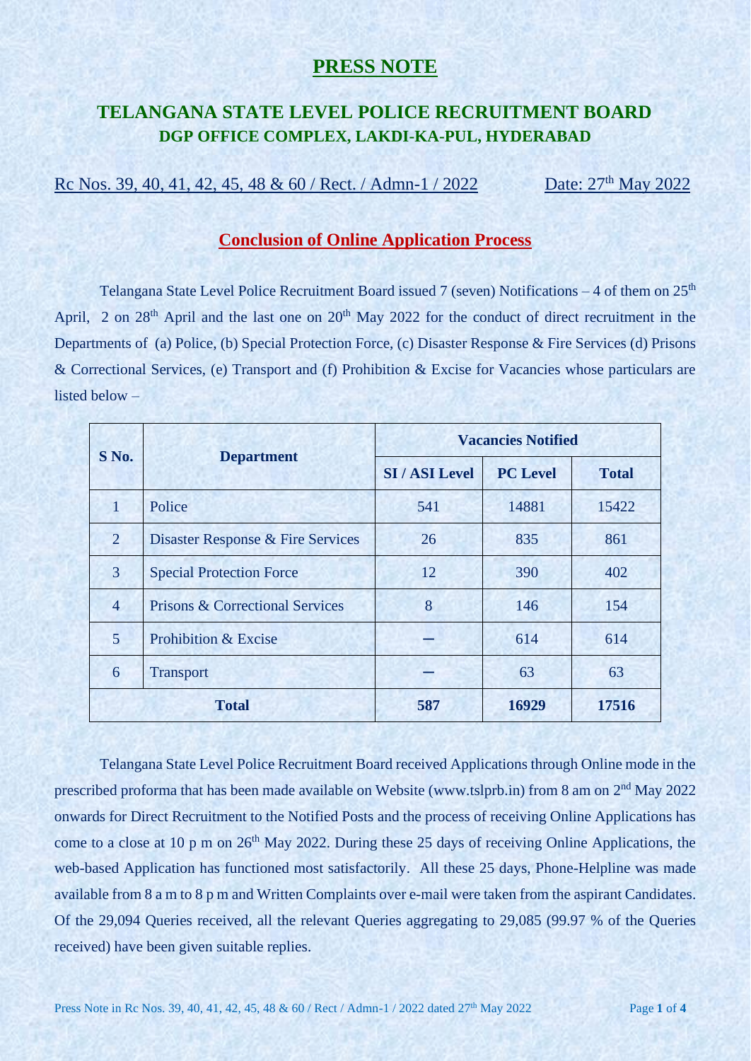# PRESS NOTE

## TELANGANA STATE LEVEL POLICE RECRUITMENT BOARD
### DGP OFFICE COMPLEX, LAKDI-KA-PUL, HYDERABAD

Rc Nos. 39, 40, 41, 42, 45, 48 & 60 / Rect. / Admn-1 / 2022 Date: 27th May 2022

### Conclusion of Online Application Process

Telangana State Level Police Recruitment Board issued 7 (seven) Notifications – 4 of them on 25th April, 2 on 28th April and the last one on 20th May 2022 for the conduct of direct recruitment in the Departments of (a) Police, (b) Special Protection Force, (c) Disaster Response & Fire Services (d) Prisons & Correctional Services, (e) Transport and (f) Prohibition & Excise for Vacancies whose particulars are listed below –

| S No. | Department | Vacancies Notified | | |
|---|---|---|---|---|
| | | SI / ASI Level | PC Level | Total |
| 1 | Police | 541 | 14881 | 15422 |
| 2 | Disaster Response & Fire Services | 26 | 835 | 861 |
| 3 | Special Protection Force | 12 | 390 | 402 |
| 4 | Prisons & Correctional Services | 8 | 146 | 154 |
| 5 | Prohibition & Excise | — | 614 | 614 |
| 6 | Transport | — | 63 | 63 |
| **Total** | | **587** | **16929** | **17516** |

Telangana State Level Police Recruitment Board received Applications through Online mode in the prescribed proforma that has been made available on Website (www.tslprb.in) from 8 am on 2nd May 2022 onwards for Direct Recruitment to the Notified Posts and the process of receiving Online Applications has come to a close at 10 p m on 26th May 2022. During these 25 days of receiving Online Applications, the web-based Application has functioned most satisfactorily. All these 25 days, Phone-Helpline was made available from 8 a m to 8 p m and Written Complaints over e-mail were taken from the aspirant Candidates. Of the 29,094 Queries received, all the relevant Queries aggregating to 29,085 (99.97 % of the Queries received) have been given suitable replies.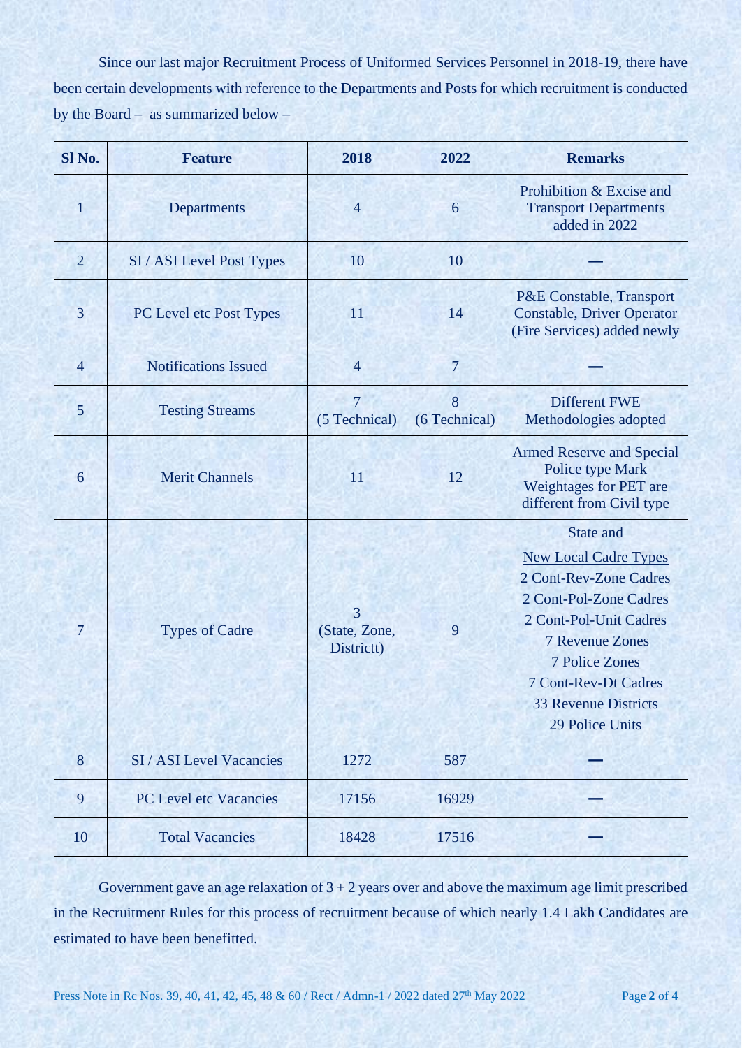Since our last major Recruitment Process of Uniformed Services Personnel in 2018-19, there have been certain developments with reference to the Departments and Posts for which recruitment is conducted by the Board – as summarized below –

| Sl No. | Feature | 2018 | 2022 | Remarks |
|---|---|---|---|---|
| 1 | Departments | 4 | 6 | Prohibition & Excise and Transport Departments added in 2022 |
| 2 | SI / ASI Level Post Types | 10 | 10 | — |
| 3 | PC Level etc Post Types | 11 | 14 | P&E Constable, Transport Constable, Driver Operator (Fire Services) added newly |
| 4 | Notifications Issued | 4 | 7 | — |
| 5 | Testing Streams | 7 (5 Technical) | 8 (6 Technical) | Different FWE Methodologies adopted |
| 6 | Merit Channels | 11 | 12 | Armed Reserve and Special Police type Mark Weightages for PET are different from Civil type |
| 7 | Types of Cadre | 3 (State, Zone, Districtt) | 9 | State and New Local Cadre Types: 2 Cont-Rev-Zone Cadres, 2 Cont-Pol-Zone Cadres, 2 Cont-Pol-Unit Cadres, 7 Revenue Zones, 7 Police Zones, 7 Cont-Rev-Dt Cadres, 33 Revenue Districts, 29 Police Units |
| 8 | SI / ASI Level Vacancies | 1272 | 587 | — |
| 9 | PC Level etc Vacancies | 17156 | 16929 | — |
| 10 | Total Vacancies | 18428 | 17516 | — |

Government gave an age relaxation of 3 + 2 years over and above the maximum age limit prescribed in the Recruitment Rules for this process of recruitment because of which nearly 1.4 Lakh Candidates are estimated to have been benefitted.

Press Note in Rc Nos. 39, 40, 41, 42, 45, 48 & 60 / Rect / Admn-1 / 2022 dated 27th May 2022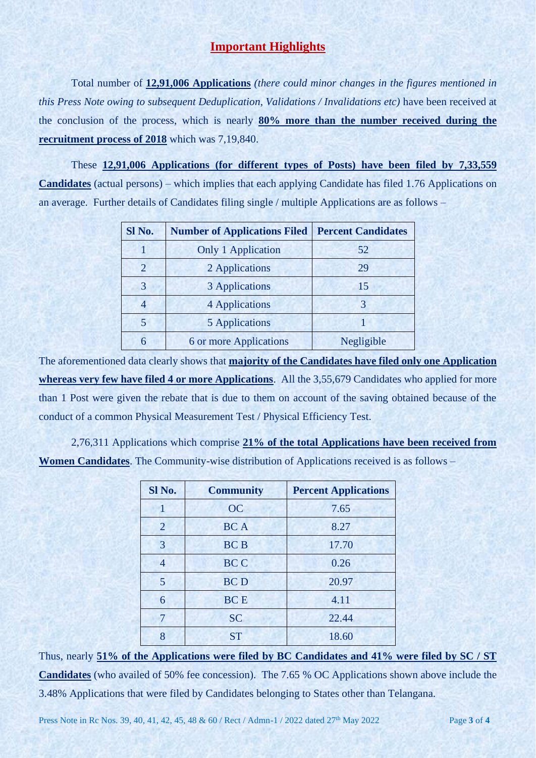## **Important Highlights**

Total number of **12,91,006 Applications** *(there could minor changes in the figures mentioned in this Press Note owing to subsequent Deduplication, Validations / Invalidations etc)* have been received at the conclusion of the process, which is nearly **80% more than the number received during the recruitment process of 2018** which was 7,19,840.

These **12,91,006 Applications (for different types of Posts) have been filed by 7,33,559 Candidates** (actual persons) – which implies that each applying Candidate has filed 1.76 Applications on an average. Further details of Candidates filing single / multiple Applications are as follows –

| Sl No. | Number of Applications Filed | Percent Candidates |
|---|---|---|
| 1 | Only 1 Application | 52 |
| 2 | 2 Applications | 29 |
| 3 | 3 Applications | 15 |
| 4 | 4 Applications | 3 |
| 5 | 5 Applications | 1 |
| 6 | 6 or more Applications | Negligible |

The aforementioned data clearly shows that **majority of the Candidates have filed only one Application whereas very few have filed 4 or more Applications**. All the 3,55,679 Candidates who applied for more than 1 Post were given the rebate that is due to them on account of the saving obtained because of the conduct of a common Physical Measurement Test / Physical Efficiency Test.

2,76,311 Applications which comprise **21% of the total Applications have been received from Women Candidates**. The Community-wise distribution of Applications received is as follows –

| Sl No. | Community | Percent Applications |
|---|---|---|
| 1 | OC | 7.65 |
| 2 | BC A | 8.27 |
| 3 | BC B | 17.70 |
| 4 | BC C | 0.26 |
| 5 | BC D | 20.97 |
| 6 | BC E | 4.11 |
| 7 | SC | 22.44 |
| 8 | ST | 18.60 |

Thus, nearly **51% of the Applications were filed by BC Candidates and 41% were filed by SC / ST Candidates** (who availed of 50% fee concession). The 7.65 % OC Applications shown above include the 3.48% Applications that were filed by Candidates belonging to States other than Telangana.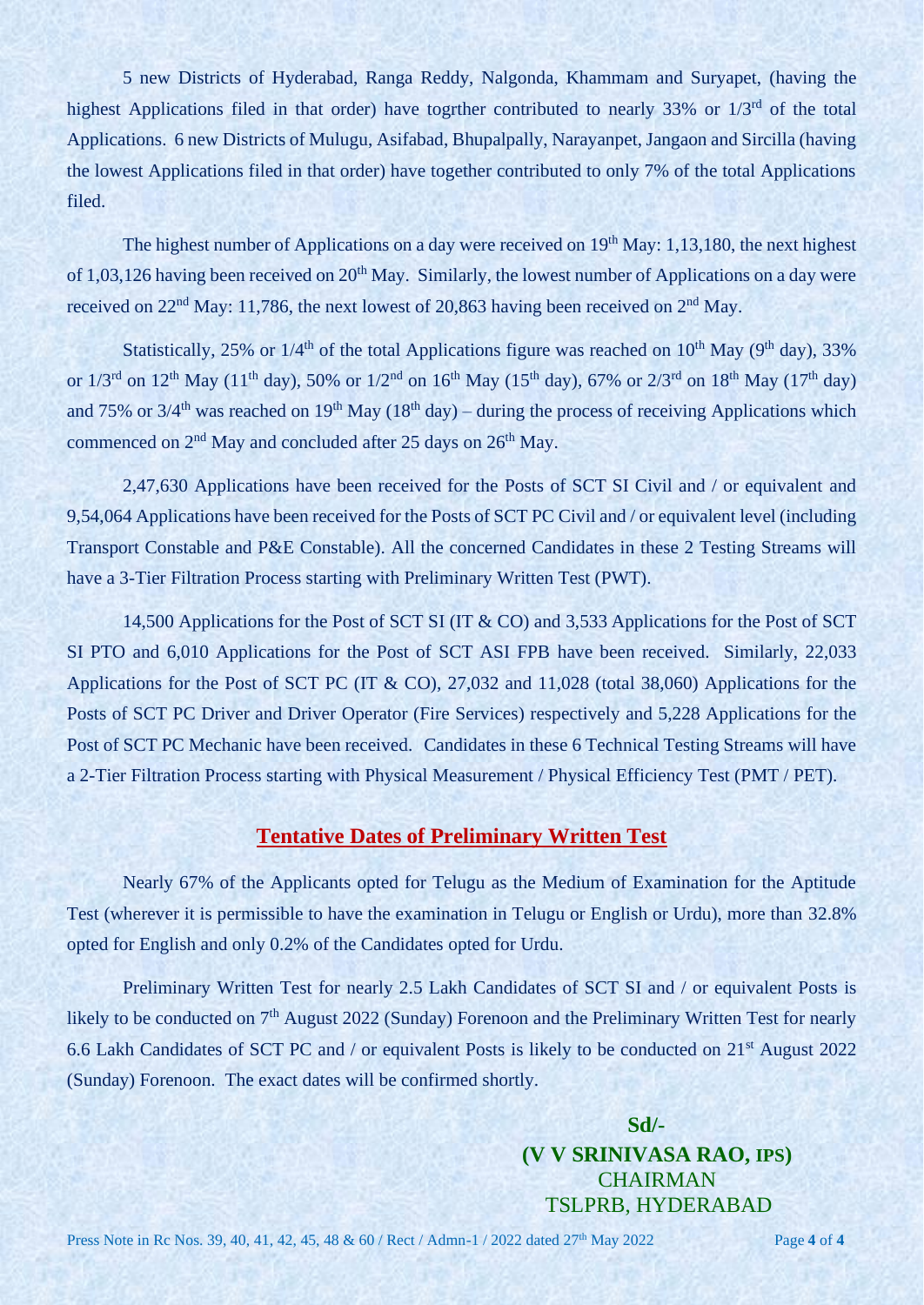5 new Districts of Hyderabad, Ranga Reddy, Nalgonda, Khammam and Suryapet, (having the highest Applications filed in that order) have togrther contributed to nearly 33% or 1/3rd of the total Applications. 6 new Districts of Mulugu, Asifabad, Bhupalpally, Narayanpet, Jangaon and Sircilla (having the lowest Applications filed in that order) have together contributed to only 7% of the total Applications filed.

The highest number of Applications on a day were received on 19th May: 1,13,180, the next highest of 1,03,126 having been received on 20th May. Similarly, the lowest number of Applications on a day were received on 22nd May: 11,786, the next lowest of 20,863 having been received on 2nd May.

Statistically, 25% or 1/4th of the total Applications figure was reached on 10th May (9th day), 33% or 1/3rd on 12th May (11th day), 50% or 1/2nd on 16th May (15th day), 67% or 2/3rd on 18th May (17th day) and 75% or 3/4th was reached on 19th May (18th day) – during the process of receiving Applications which commenced on 2nd May and concluded after 25 days on 26th May.

2,47,630 Applications have been received for the Posts of SCT SI Civil and / or equivalent and 9,54,064 Applications have been received for the Posts of SCT PC Civil and / or equivalent level (including Transport Constable and P&E Constable). All the concerned Candidates in these 2 Testing Streams will have a 3-Tier Filtration Process starting with Preliminary Written Test (PWT).

14,500 Applications for the Post of SCT SI (IT & CO) and 3,533 Applications for the Post of SCT SI PTO and 6,010 Applications for the Post of SCT ASI FPB have been received. Similarly, 22,033 Applications for the Post of SCT PC (IT & CO), 27,032 and 11,028 (total 38,060) Applications for the Posts of SCT PC Driver and Driver Operator (Fire Services) respectively and 5,228 Applications for the Post of SCT PC Mechanic have been received. Candidates in these 6 Technical Testing Streams will have a 2-Tier Filtration Process starting with Physical Measurement / Physical Efficiency Test (PMT / PET).

## Tentative Dates of Preliminary Written Test

Nearly 67% of the Applicants opted for Telugu as the Medium of Examination for the Aptitude Test (wherever it is permissible to have the examination in Telugu or English or Urdu), more than 32.8% opted for English and only 0.2% of the Candidates opted for Urdu.

Preliminary Written Test for nearly 2.5 Lakh Candidates of SCT SI and / or equivalent Posts is likely to be conducted on 7th August 2022 (Sunday) Forenoon and the Preliminary Written Test for nearly 6.6 Lakh Candidates of SCT PC and / or equivalent Posts is likely to be conducted on 21st August 2022 (Sunday) Forenoon. The exact dates will be confirmed shortly.

**Sd/-**
**(V V SRINIVASA RAO, IPS)**
CHAIRMAN
TSLPRB, HYDERABAD

Press Note in Rc Nos. 39, 40, 41, 42, 45, 48 & 60 / Rect / Admn-1 / 2022 dated 27th May 2022